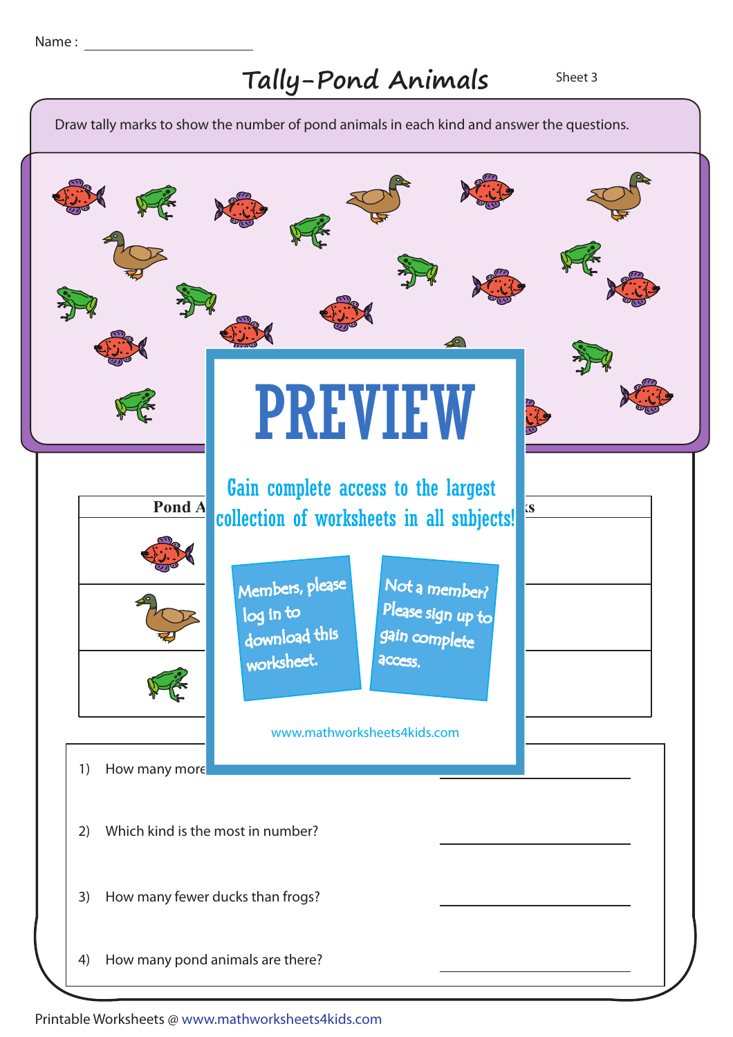Name : ____________________

# Tally-Pond Animals

Sheet 3

Draw tally marks to show the number of pond animals in each kind and answer the questions.

# PREVIEW

Gain complete access to the largest collection of worksheets in all subjects!

Members, please log in to download this worksheet.

Not a member? Please sign up to gain complete access.

www.mathworksheets4kids.com

| Pond A | ks |
|---|---|
| | |
| | |
| | |

1) How many more ____________________

2) Which kind is the most in number? ____________________

3) How many fewer ducks than frogs? ____________________

4) How many pond animals are there? ____________________

Printable Worksheets @ www.mathworksheets4kids.com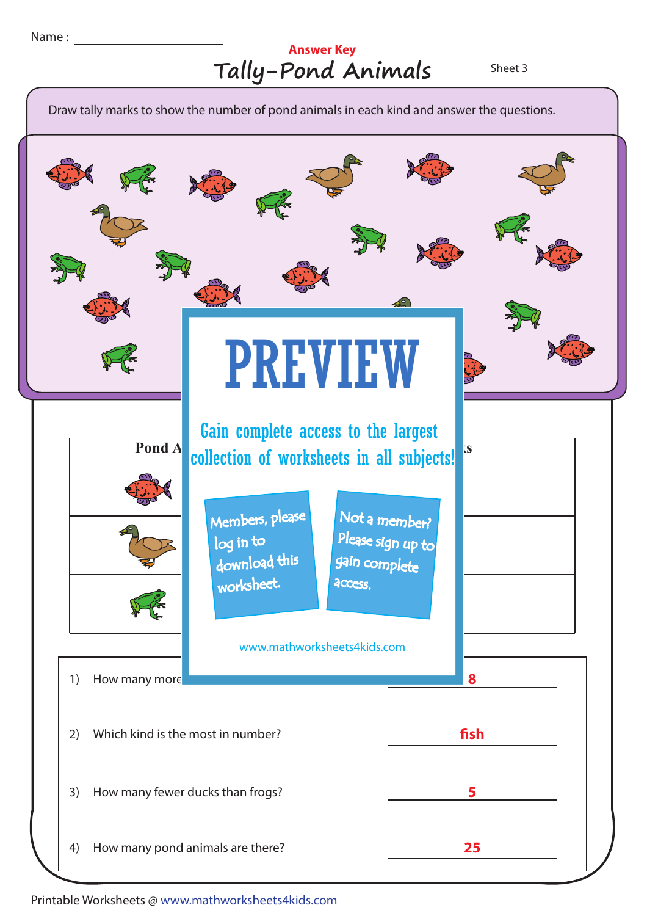Name : ____________________

**Answer Key**

# Tally-Pond Animals

Sheet 3

Draw tally marks to show the number of pond animals in each kind and answer the questions.

| Pond A | ks |
|---|---|
| | |
| | |
| | |

PREVIEW

Gain complete access to the largest collection of worksheets in all subjects!

Members, please log in to download this worksheet.

Not a member? Please sign up to gain complete access.

www.mathworksheets4kids.com

1) How many more **8**

2) Which kind is the most in number? **fish**

3) How many fewer ducks than frogs? **5**

4) How many pond animals are there? **25**

Printable Worksheets @ www.mathworksheets4kids.com